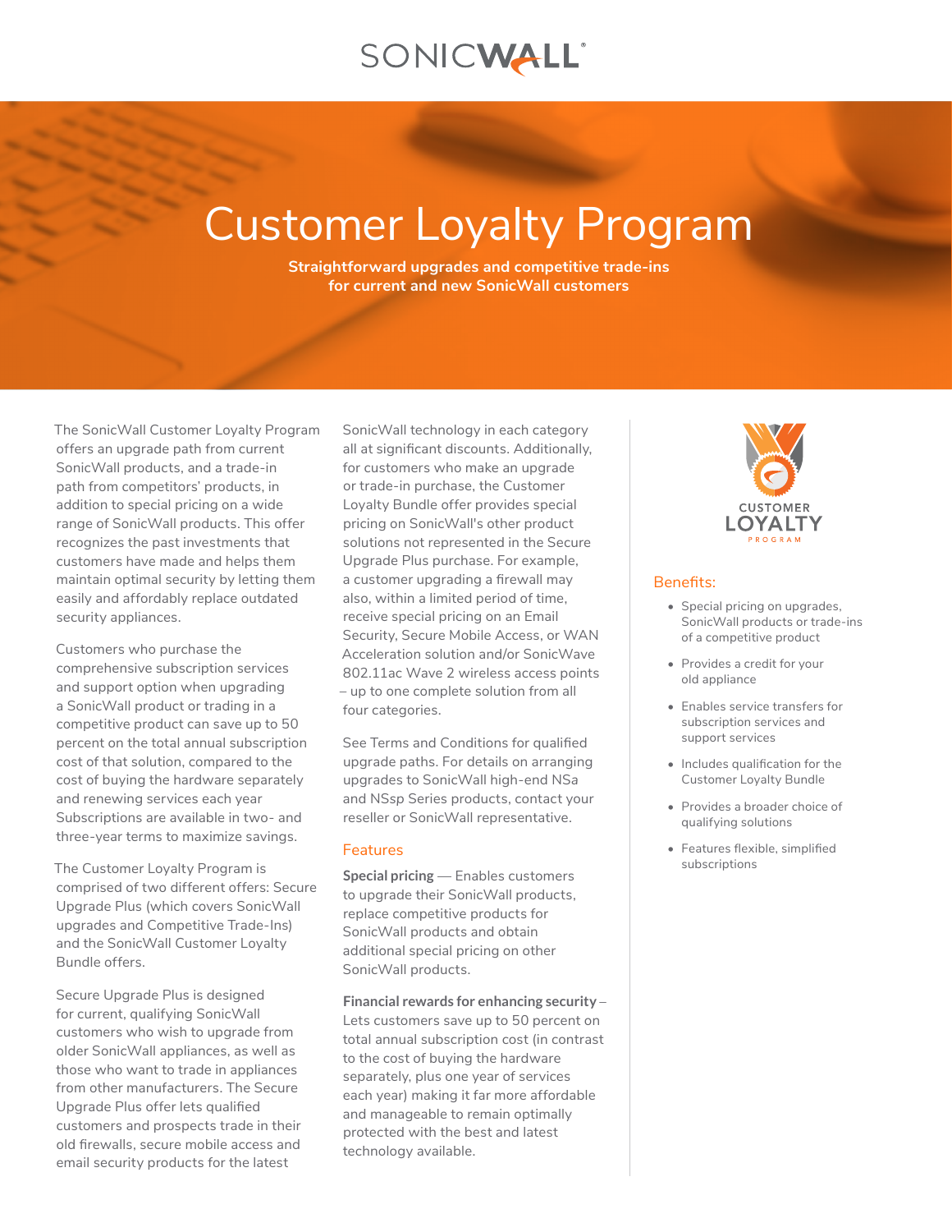SONICWALL

# Customer Loyalty Program

**Straightforward upgrades and competitive trade-ins for current and new SonicWall customers**

The SonicWall Customer Loyalty Program offers an upgrade path from current SonicWall products, and a trade-in path from competitors' products, in addition to special pricing on a wide range of SonicWall products. This offer recognizes the past investments that customers have made and helps them maintain optimal security by letting them easily and affordably replace outdated security appliances.

Customers who purchase the comprehensive subscription services and support option when upgrading a SonicWall product or trading in a competitive product can save up to 50 percent on the total annual subscription cost of that solution, compared to the cost of buying the hardware separately and renewing services each year Subscriptions are available in two- and three-year terms to maximize savings.

The Customer Loyalty Program is comprised of two different offers: Secure Upgrade Plus (which covers SonicWall upgrades and Competitive Trade-Ins) and the SonicWall Customer Loyalty Bundle offers.

Secure Upgrade Plus is designed for current, qualifying SonicWall customers who wish to upgrade from older SonicWall appliances, as well as those who want to trade in appliances from other manufacturers. The Secure Upgrade Plus offer lets qualified customers and prospects trade in their old firewalls, secure mobile access and email security products for the latest SonicWall technology in each category all at significant discounts. Additionally, for customers who make an upgrade or trade-in purchase, the Customer Loyalty Bundle offer provides special pricing on SonicWall's other product solutions not represented in the Secure Upgrade Plus purchase. For example, a customer upgrading a firewall may also, within a limited period of time, receive special pricing on an Email Security, Secure Mobile Access, or WAN Acceleration solution and/or SonicWave 802.11ac Wave 2 wireless access points – up to one complete solution from all four categories.

See Terms and Conditions for qualified upgrade paths. For details on arranging upgrades to SonicWall high-end NSa and NSsp Series products, contact your reseller or SonicWall representative.

## Features

**Special pricing** — Enables customers to upgrade their SonicWall products, replace competitive products for SonicWall products and obtain additional special pricing on other SonicWall products.

**Financial rewards for enhancing security** – Lets customers save up to 50 percent on total annual subscription cost (in contrast to the cost of buying the hardware separately, plus one year of services each year) making it far more affordable and manageable to remain optimally protected with the best and latest technology available.

CUSTOMER LOYALTY PROGRAM

## Benefits:

- Special pricing on upgrades, SonicWall products or trade-ins of a competitive product
- Provides a credit for your old appliance
- Enables service transfers for subscription services and support services
- Includes qualification for the Customer Loyalty Bundle
- Provides a broader choice of qualifying solutions
- Features flexible, simplified subscriptions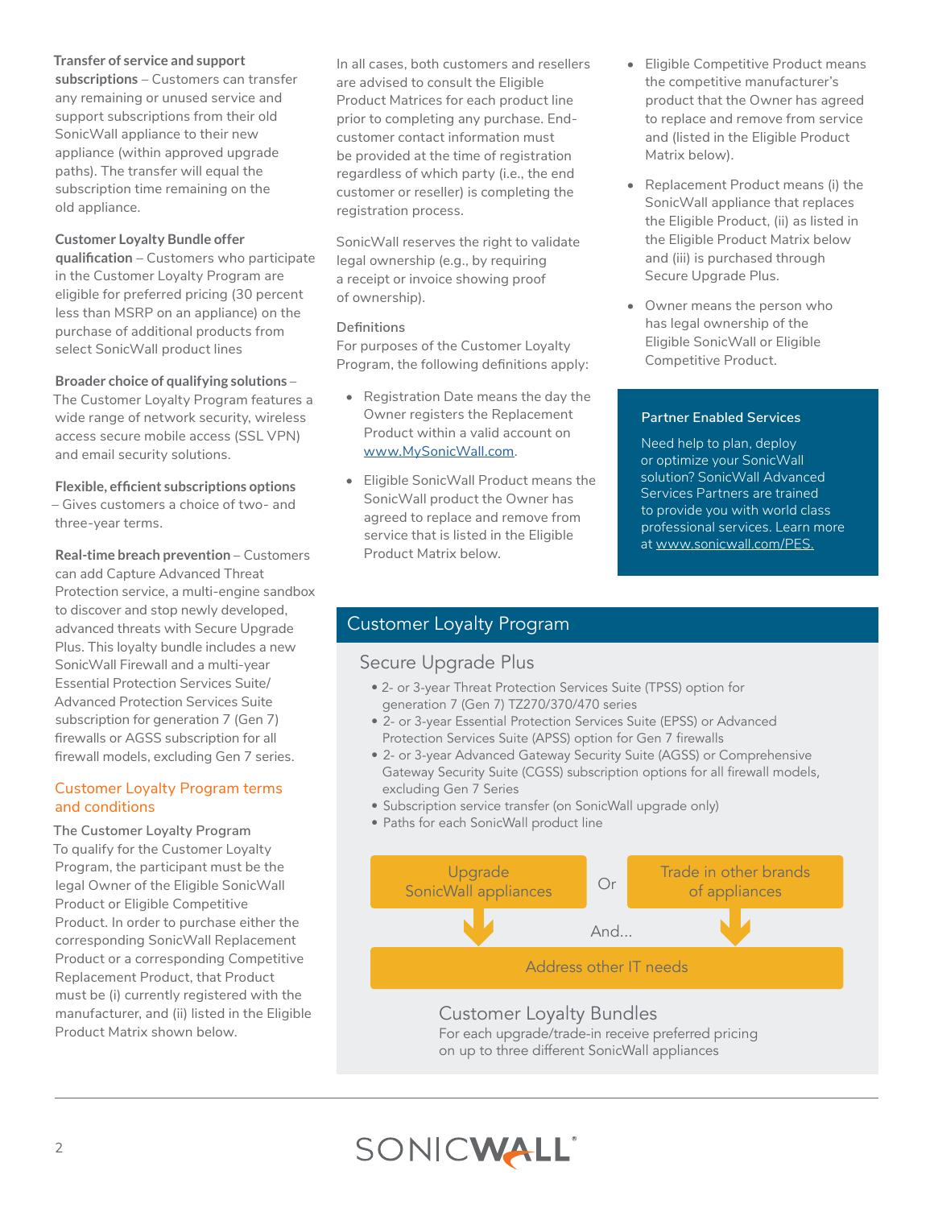**Transfer of service and support subscriptions** – Customers can transfer any remaining or unused service and support subscriptions from their old SonicWall appliance to their new appliance (within approved upgrade paths). The transfer will equal the subscription time remaining on the old appliance.

**Customer Loyalty Bundle offer qualification** – Customers who participate in the Customer Loyalty Program are eligible for preferred pricing (30 percent less than MSRP on an appliance) on the purchase of additional products from select SonicWall product lines

**Broader choice of qualifying solutions** – The Customer Loyalty Program features a wide range of network security, wireless access secure mobile access (SSL VPN) and email security solutions.

**Flexible, efficient subscriptions options** – Gives customers a choice of two- and three-year terms.

**Real-time breach prevention** – Customers can add Capture Advanced Threat Protection service, a multi-engine sandbox to discover and stop newly developed, advanced threats with Secure Upgrade Plus. This loyalty bundle includes a new SonicWall Firewall and a multi-year Essential Protection Services Suite/ Advanced Protection Services Suite subscription for generation 7 (Gen 7) firewalls or AGSS subscription for all firewall models, excluding Gen 7 series.

## Customer Loyalty Program terms and conditions

**The Customer Loyalty Program**

To qualify for the Customer Loyalty Program, the participant must be the legal Owner of the Eligible SonicWall Product or Eligible Competitive Product. In order to purchase either the corresponding SonicWall Replacement Product or a corresponding Competitive Replacement Product, that Product must be (i) currently registered with the manufacturer, and (ii) listed in the Eligible Product Matrix shown below.

In all cases, both customers and resellers are advised to consult the Eligible Product Matrices for each product line prior to completing any purchase. End-customer contact information must be provided at the time of registration regardless of which party (i.e., the end customer or reseller) is completing the registration process.

SonicWall reserves the right to validate legal ownership (e.g., by requiring a receipt or invoice showing proof of ownership).

**Definitions**

For purposes of the Customer Loyalty Program, the following definitions apply:

- Registration Date means the day the Owner registers the Replacement Product within a valid account on www.MySonicWall.com.
- Eligible SonicWall Product means the SonicWall product the Owner has agreed to replace and remove from service that is listed in the Eligible Product Matrix below.
- Eligible Competitive Product means the competitive manufacturer's product that the Owner has agreed to replace and remove from service and (listed in the Eligible Product Matrix below).
- Replacement Product means (i) the SonicWall appliance that replaces the Eligible Product, (ii) as listed in the Eligible Product Matrix below and (iii) is purchased through Secure Upgrade Plus.
- Owner means the person who has legal ownership of the Eligible SonicWall or Eligible Competitive Product.

**Partner Enabled Services**

Need help to plan, deploy or optimize your SonicWall solution? SonicWall Advanced Services Partners are trained to provide you with world class professional services. Learn more at www.sonicwall.com/PES.

## Customer Loyalty Program

### Secure Upgrade Plus

- 2- or 3-year Threat Protection Services Suite (TPSS) option for generation 7 (Gen 7) TZ270/370/470 series
- 2- or 3-year Essential Protection Services Suite (EPSS) or Advanced Protection Services Suite (APSS) option for Gen 7 firewalls
- 2- or 3-year Advanced Gateway Security Suite (AGSS) or Comprehensive Gateway Security Suite (CGSS) subscription options for all firewall models, excluding Gen 7 Series
- Subscription service transfer (on SonicWall upgrade only)
- Paths for each SonicWall product line

Upgrade SonicWall appliances Or Trade in other brands of appliances

And...

Address other IT needs

### Customer Loyalty Bundles

For each upgrade/trade-in receive preferred pricing on up to three different SonicWall appliances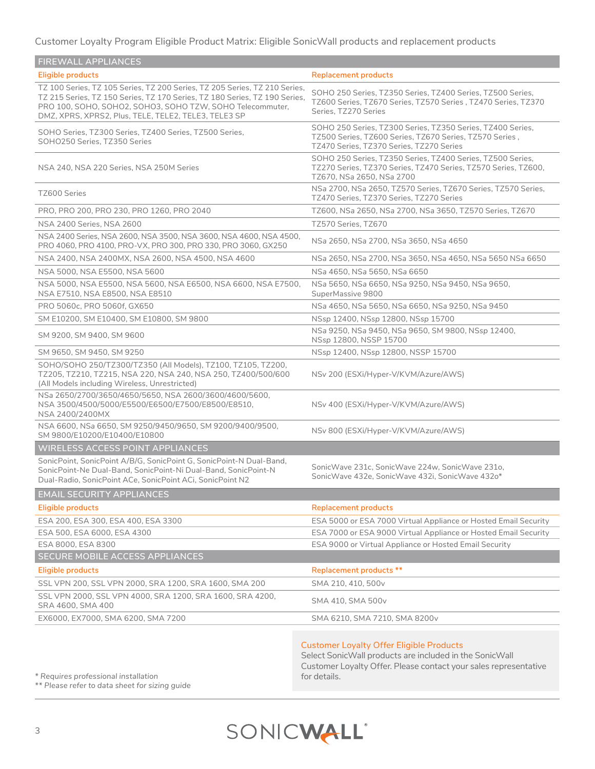Customer Loyalty Program Eligible Product Matrix: Eligible SonicWall products and replacement products

## FIREWALL APPLIANCES

| Eligible products | Replacement products |
|---|---|
| TZ 100 Series, TZ 105 Series, TZ 200 Series, TZ 205 Series, TZ 210 Series, TZ 215 Series, TZ 150 Series, TZ 170 Series, TZ 180 Series, TZ 190 Series, PRO 100, SOHO, SOHO2, SOHO3, SOHO TZW, SOHO Telecommuter, DMZ, XPRS, XPRS2, Plus, TELE, TELE2, TELE3, TELE3 SP | SOHO 250 Series, TZ350 Series, TZ400 Series, TZ500 Series, TZ600 Series, TZ670 Series, TZ570 Series , TZ470 Series, TZ370 Series, TZ270 Series |
| SOHO Series, TZ300 Series, TZ400 Series, TZ500 Series, SOHO250 Series, TZ350 Series | SOHO 250 Series, TZ300 Series, TZ350 Series, TZ400 Series, TZ500 Series, TZ600 Series, TZ670 Series, TZ570 Series , TZ470 Series, TZ370 Series, TZ270 Series |
| NSA 240, NSA 220 Series, NSA 250M Series | SOHO 250 Series, TZ350 Series, TZ400 Series, TZ500 Series, TZ270 Series, TZ370 Series, TZ470 Series, TZ570 Series, TZ600, TZ670, NSa 2650, NSa 2700 |
| TZ600 Series | NSa 2700, NSa 2650, TZ570 Series, TZ670 Series, TZ570 Series, TZ470 Series, TZ370 Series, TZ270 Series |
| PRO, PRO 200, PRO 230, PRO 1260, PRO 2040 | TZ600, NSa 2650, NSa 2700, NSa 3650, TZ570 Series, TZ670 |
| NSA 2400 Series, NSA 2600 | TZ570 Series, TZ670 |
| NSA 2400 Series, NSA 2600, NSA 3500, NSA 3600, NSA 4600, NSA 4500, PRO 4060, PRO 4100, PRO-VX, PRO 300, PRO 330, PRO 3060, GX250 | NSa 2650, NSa 2700, NSa 3650, NSa 4650 |
| NSA 2400, NSA 2400MX, NSA 2600, NSA 4500, NSA 4600 | NSa 2650, NSa 2700, NSa 3650, NSa 4650, NSa 5650 NSa 6650 |
| NSA 5000, NSA E5500, NSA 5600 | NSa 4650, NSa 5650, NSa 6650 |
| NSA 5000, NSA E5500, NSA 5600, NSA E6500, NSA 6600, NSA E7500, NSA E7510, NSA E8500, NSA E8510 | NSa 5650, NSa 6650, NSa 9250, NSa 9450, NSa 9650, SuperMassive 9800 |
| PRO 5060c, PRO 5060f, GX650 | NSa 4650, NSa 5650, NSa 6650, NSa 9250, NSa 9450 |
| SM E10200, SM E10400, SM E10800, SM 9800 | NSsp 12400, NSsp 12800, NSsp 15700 |
| SM 9200, SM 9400, SM 9600 | NSa 9250, NSa 9450, NSa 9650, SM 9800, NSsp 12400, NSsp 12800, NSSP 15700 |
| SM 9650, SM 9450, SM 9250 | NSsp 12400, NSsp 12800, NSSP 15700 |
| SOHO/SOHO 250/TZ300/TZ350 (All Models), TZ100, TZ105, TZ200, TZ205, TZ210, TZ215, NSA 220, NSA 240, NSA 250, TZ400/500/600 (All Models including Wireless, Unrestricted) | NSv 200 (ESXi/Hyper-V/KVM/Azure/AWS) |
| NSa 2650/2700/3650/4650/5650, NSA 2600/3600/4600/5600, NSA 3500/4500/5000/E5500/E6500/E7500/E8500/E8510, NSA 2400/2400MX | NSv 400 (ESXi/Hyper-V/KVM/Azure/AWS) |
| NSA 6600, NSa 6650, SM 9250/9450/9650, SM 9200/9400/9500, SM 9800/E10200/E10400/E10800 | NSv 800 (ESXi/Hyper-V/KVM/Azure/AWS) |

## WIRELESS ACCESS POINT APPLIANCES

| Eligible products | Replacement products |
|---|---|
| SonicPoint, SonicPoint A/B/G, SonicPoint G, SonicPoint-N Dual-Band, SonicPoint-Ne Dual-Band, SonicPoint-Ni Dual-Band, SonicPoint-N Dual-Radio, SonicPoint ACe, SonicPoint ACi, SonicPoint N2 | SonicWave 231c, SonicWave 224w, SonicWave 231o, SonicWave 432e, SonicWave 432i, SonicWave 432o* |

## EMAIL SECURITY APPLIANCES

| Eligible products | Replacement products |
|---|---|
| ESA 200, ESA 300, ESA 400, ESA 3300 | ESA 5000 or ESA 7000 Virtual Appliance or Hosted Email Security |
| ESA 500, ESA 6000, ESA 4300 | ESA 7000 or ESA 9000 Virtual Appliance or Hosted Email Security |
| ESA 8000, ESA 8300 | ESA 9000 or Virtual Appliance or Hosted Email Security |

## SECURE MOBILE ACCESS APPLIANCES

| Eligible products | Replacement products ** |
|---|---|
| SSL VPN 200, SSL VPN 2000, SRA 1200, SRA 1600, SMA 200 | SMA 210, 410, 500v |
| SSL VPN 2000, SSL VPN 4000, SRA 1200, SRA 1600, SRA 4200, SRA 4600, SMA 400 | SMA 410, SMA 500v |
| EX6000, EX7000, SMA 6200, SMA 7200 | SMA 6210, SMA 7210, SMA 8200v |

*\* Requires professional installation*

*\*\* Please refer to data sheet for sizing guide*

**Customer Loyalty Offer Eligible Products**

Select SonicWall products are included in the SonicWall Customer Loyalty Offer. Please contact your sales representative for details.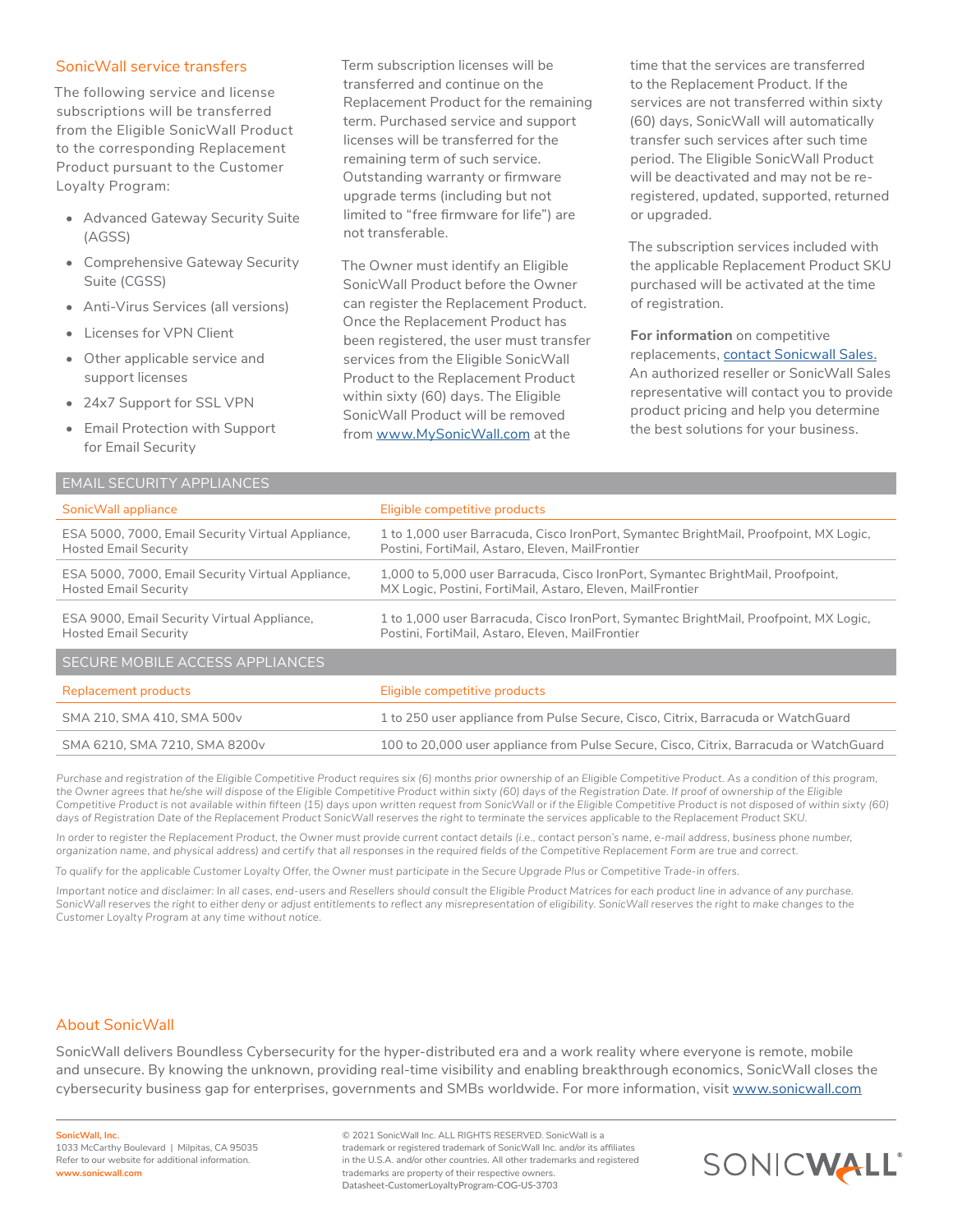## SonicWall service transfers

The following service and license subscriptions will be transferred from the Eligible SonicWall Product to the corresponding Replacement Product pursuant to the Customer Loyalty Program:

- Advanced Gateway Security Suite (AGSS)
- Comprehensive Gateway Security Suite (CGSS)
- Anti-Virus Services (all versions)
- Licenses for VPN Client
- Other applicable service and support licenses
- 24x7 Support for SSL VPN
- Email Protection with Support for Email Security

Term subscription licenses will be transferred and continue on the Replacement Product for the remaining term. Purchased service and support licenses will be transferred for the remaining term of such service. Outstanding warranty or firmware upgrade terms (including but not limited to “free firmware for life”) are not transferable.

The Owner must identify an Eligible SonicWall Product before the Owner can register the Replacement Product. Once the Replacement Product has been registered, the user must transfer services from the Eligible SonicWall Product to the Replacement Product within sixty (60) days. The Eligible SonicWall Product will be removed from www.MySonicWall.com at the time that the services are transferred to the Replacement Product. If the services are not transferred within sixty (60) days, SonicWall will automatically transfer such services after such time period. The Eligible SonicWall Product will be deactivated and may not be re-registered, updated, supported, returned or upgraded.

The subscription services included with the applicable Replacement Product SKU purchased will be activated at the time of registration.

**For information** on competitive replacements, contact Sonicwall Sales. An authorized reseller or SonicWall Sales representative will contact you to provide product pricing and help you determine the best solutions for your business.

| EMAIL SECURITY APPLIANCES | |
|---|---|
| SonicWall appliance | Eligible competitive products |
| ESA 5000, 7000, Email Security Virtual Appliance, Hosted Email Security | 1 to 1,000 user Barracuda, Cisco IronPort, Symantec BrightMail, Proofpoint, MX Logic, Postini, FortiMail, Astaro, Eleven, MailFrontier |
| ESA 5000, 7000, Email Security Virtual Appliance, Hosted Email Security | 1,000 to 5,000 user Barracuda, Cisco IronPort, Symantec BrightMail, Proofpoint, MX Logic, Postini, FortiMail, Astaro, Eleven, MailFrontier |
| ESA 9000, Email Security Virtual Appliance, Hosted Email Security | 1 to 1,000 user Barracuda, Cisco IronPort, Symantec BrightMail, Proofpoint, MX Logic, Postini, FortiMail, Astaro, Eleven, MailFrontier |

| SECURE MOBILE ACCESS APPLIANCES | |
|---|---|
| Replacement products | Eligible competitive products |
| SMA 210, SMA 410, SMA 500v | 1 to 250 user appliance from Pulse Secure, Cisco, Citrix, Barracuda or WatchGuard |
| SMA 6210, SMA 7210, SMA 8200v | 100 to 20,000 user appliance from Pulse Secure, Cisco, Citrix, Barracuda or WatchGuard |

*Purchase and registration of the Eligible Competitive Product requires six (6) months prior ownership of an Eligible Competitive Product. As a condition of this program, the Owner agrees that he/she will dispose of the Eligible Competitive Product within sixty (60) days of the Registration Date. If proof of ownership of the Eligible Competitive Product is not available within fifteen (15) days upon written request from SonicWall or if the Eligible Competitive Product is not disposed of within sixty (60) days of Registration Date of the Replacement Product SonicWall reserves the right to terminate the services applicable to the Replacement Product SKU.*

*In order to register the Replacement Product, the Owner must provide current contact details (i.e., contact person's name, e-mail address, business phone number, organization name, and physical address) and certify that all responses in the required fields of the Competitive Replacement Form are true and correct.*

*To qualify for the applicable Customer Loyalty Offer, the Owner must participate in the Secure Upgrade Plus or Competitive Trade-in offers.*

*Important notice and disclaimer: In all cases, end-users and Resellers should consult the Eligible Product Matrices for each product line in advance of any purchase. SonicWall reserves the right to either deny or adjust entitlements to reflect any misrepresentation of eligibility. SonicWall reserves the right to make changes to the Customer Loyalty Program at any time without notice.*

## About SonicWall

SonicWall delivers Boundless Cybersecurity for the hyper-distributed era and a work reality where everyone is remote, mobile and unsecure. By knowing the unknown, providing real-time visibility and enabling breakthrough economics, SonicWall closes the cybersecurity business gap for enterprises, governments and SMBs worldwide. For more information, visit www.sonicwall.com

**SonicWall, Inc.**
1033 McCarthy Boulevard | Milpitas, CA 95035
Refer to our website for additional information.
www.sonicwall.com

© 2021 SonicWall Inc. ALL RIGHTS RESERVED. SonicWall is a trademark or registered trademark of SonicWall Inc. and/or its affiliates in the U.S.A. and/or other countries. All other trademarks and registered trademarks are property of their respective owners.
Datasheet-CustomerLoyaltyProgram-COG-US-3703

SONICWALL